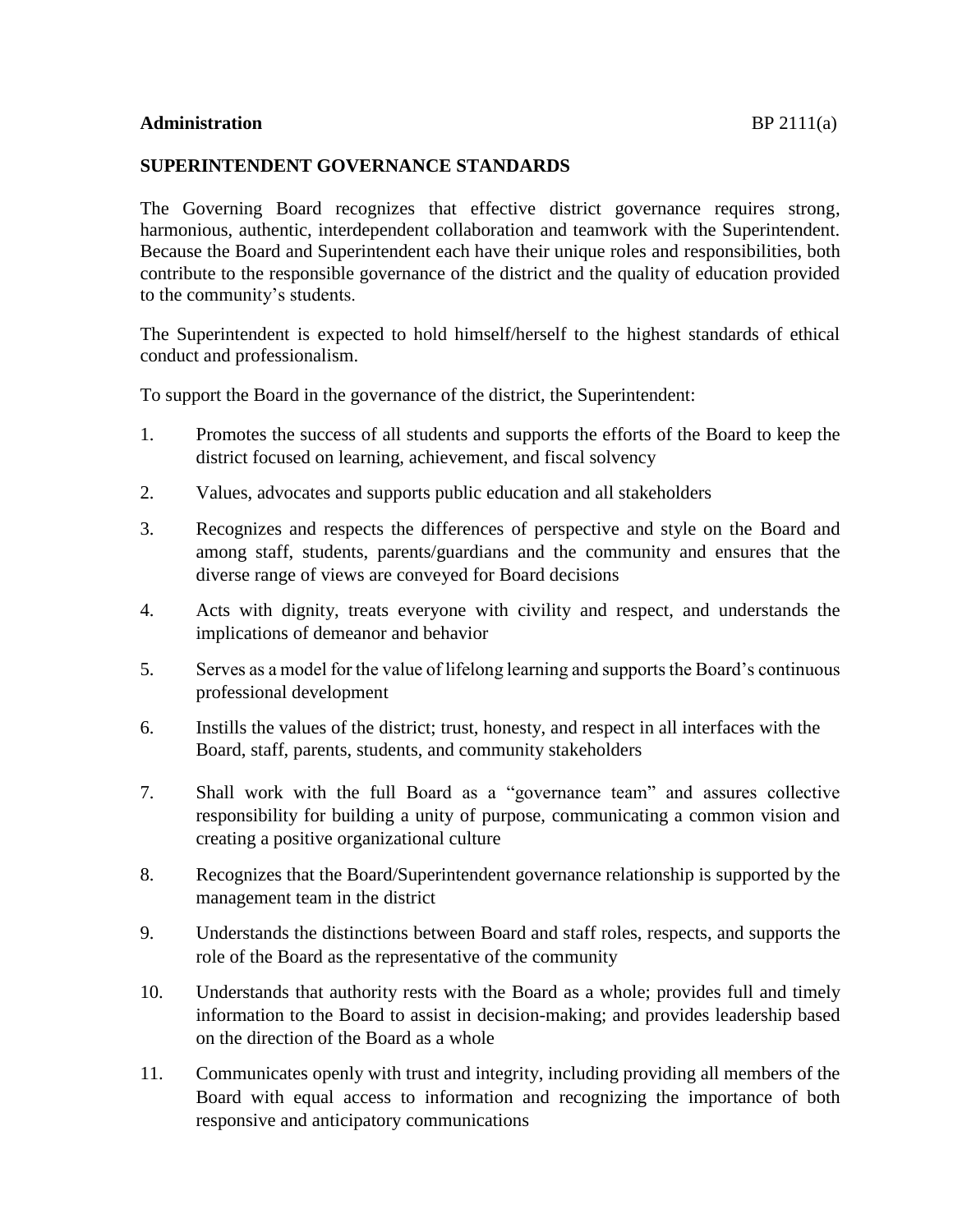**Administration** BP 2111(a)

## SUPERINTENDENT GOVERNANCE STANDARDS

The Governing Board recognizes that effective district governance requires strong, harmonious, authentic, interdependent collaboration and teamwork with the Superintendent. Because the Board and Superintendent each have their unique roles and responsibilities, both contribute to the responsible governance of the district and the quality of education provided to the community's students.

The Superintendent is expected to hold himself/herself to the highest standards of ethical conduct and professionalism.

To support the Board in the governance of the district, the Superintendent:

1. Promotes the success of all students and supports the efforts of the Board to keep the district focused on learning, achievement, and fiscal solvency
2. Values, advocates and supports public education and all stakeholders
3. Recognizes and respects the differences of perspective and style on the Board and among staff, students, parents/guardians and the community and ensures that the diverse range of views are conveyed for Board decisions
4. Acts with dignity, treats everyone with civility and respect, and understands the implications of demeanor and behavior
5. Serves as a model for the value of lifelong learning and supports the Board's continuous professional development
6. Instills the values of the district; trust, honesty, and respect in all interfaces with the Board, staff, parents, students, and community stakeholders
7. Shall work with the full Board as a "governance team" and assures collective responsibility for building a unity of purpose, communicating a common vision and creating a positive organizational culture
8. Recognizes that the Board/Superintendent governance relationship is supported by the management team in the district
9. Understands the distinctions between Board and staff roles, respects, and supports the role of the Board as the representative of the community
10. Understands that authority rests with the Board as a whole; provides full and timely information to the Board to assist in decision-making; and provides leadership based on the direction of the Board as a whole
11. Communicates openly with trust and integrity, including providing all members of the Board with equal access to information and recognizing the importance of both responsive and anticipatory communications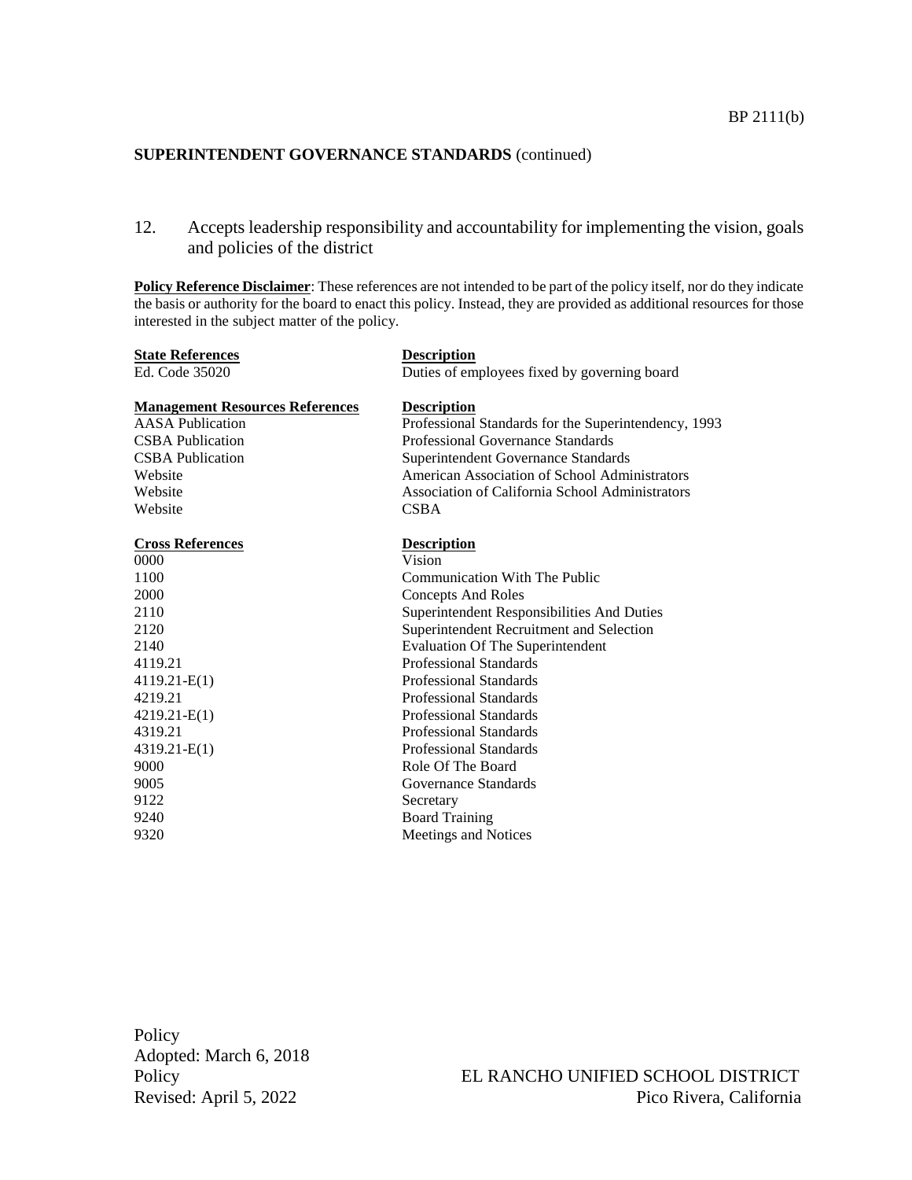**SUPERINTENDENT GOVERNANCE STANDARDS** (continued)

12. Accepts leadership responsibility and accountability for implementing the vision, goals and policies of the district

**Policy Reference Disclaimer**: These references are not intended to be part of the policy itself, nor do they indicate the basis or authority for the board to enact this policy. Instead, they are provided as additional resources for those interested in the subject matter of the policy.

| State References | Description |
|---|---|
| Ed. Code 35020 | Duties of employees fixed by governing board |

| Management Resources References | Description |
|---|---|
| AASA Publication | Professional Standards for the Superintendency, 1993 |
| CSBA Publication | Professional Governance Standards |
| CSBA Publication | Superintendent Governance Standards |
| Website | American Association of School Administrators |
| Website | Association of California School Administrators |
| Website | CSBA |

| Cross References | Description |
|---|---|
| 0000 | Vision |
| 1100 | Communication With The Public |
| 2000 | Concepts And Roles |
| 2110 | Superintendent Responsibilities And Duties |
| 2120 | Superintendent Recruitment and Selection |
| 2140 | Evaluation Of The Superintendent |
| 4119.21 | Professional Standards |
| 4119.21-E(1) | Professional Standards |
| 4219.21 | Professional Standards |
| 4219.21-E(1) | Professional Standards |
| 4319.21 | Professional Standards |
| 4319.21-E(1) | Professional Standards |
| 9000 | Role Of The Board |
| 9005 | Governance Standards |
| 9122 | Secretary |
| 9240 | Board Training |
| 9320 | Meetings and Notices |

Policy
Adopted: March 6, 2018
Policy
Revised: April 5, 2022

EL RANCHO UNIFIED SCHOOL DISTRICT
Pico Rivera, California